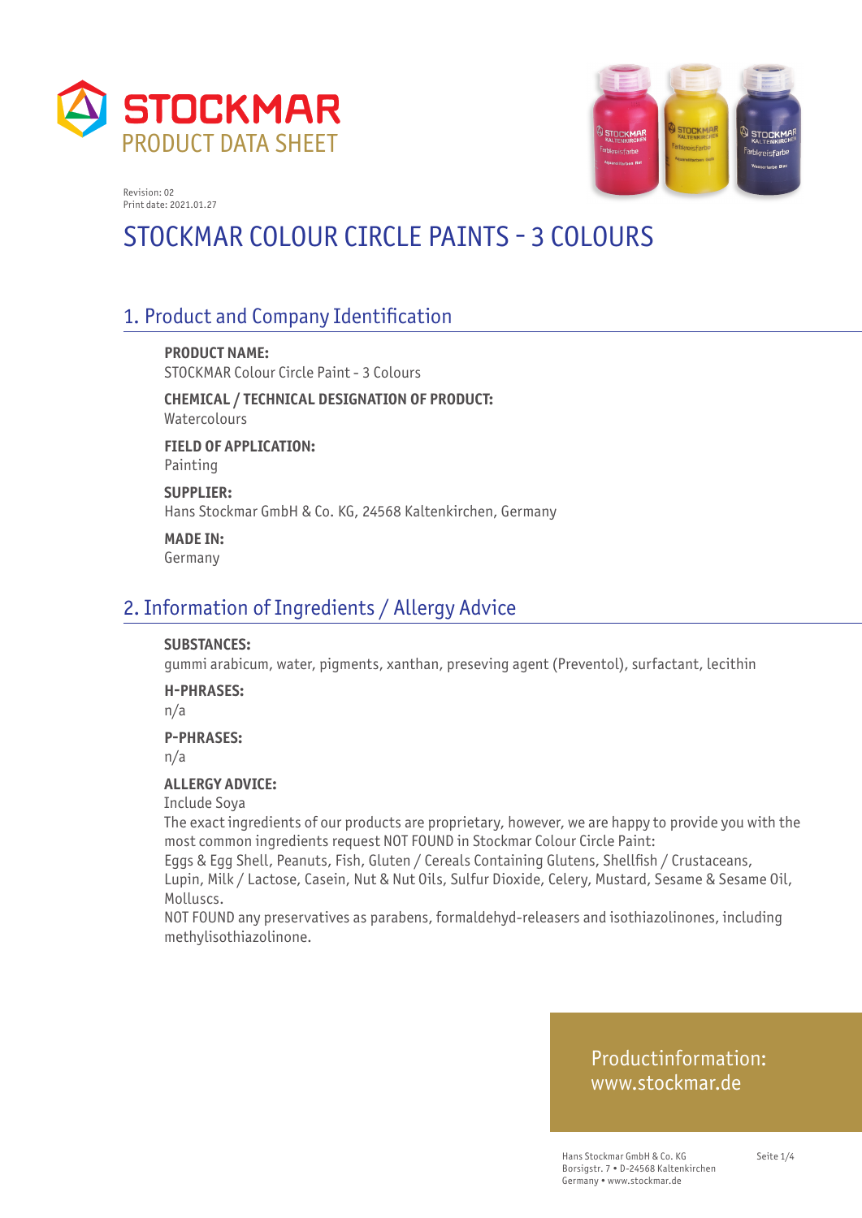STOCKMAR

PRODUCT DATA SHEET

Revision: 02
Print date: 2021.01.27

# STOCKMAR COLOUR CIRCLE PAINTS - 3 COLOURS

## 1. Product and Company Identification

**PRODUCT NAME:**
STOCKMAR Colour Circle Paint - 3 Colours

**CHEMICAL / TECHNICAL DESIGNATION OF PRODUCT:**
Watercolours

**FIELD OF APPLICATION:**
Painting

**SUPPLIER:**
Hans Stockmar GmbH & Co. KG, 24568 Kaltenkirchen, Germany

**MADE IN:**
Germany

## 2. Information of Ingredients / Allergy Advice

**SUBSTANCES:**
gummi arabicum, water, pigments, xanthan, preseving agent (Preventol), surfactant, lecithin

**H-PHRASES:**
n/a

**P-PHRASES:**
n/a

**ALLERGY ADVICE:**
Include Soya
The exact ingredients of our products are proprietary, however, we are happy to provide you with the most common ingredients request NOT FOUND in Stockmar Colour Circle Paint:
Eggs & Egg Shell, Peanuts, Fish, Gluten / Cereals Containing Glutens, Shellfish / Crustaceans, Lupin, Milk / Lactose, Casein, Nut & Nut Oils, Sulfur Dioxide, Celery, Mustard, Sesame & Sesame Oil, Molluscs.
NOT FOUND any preservatives as parabens, formaldehyd-releasers and isothiazolinones, including methylisothiazolinone.

Productinformation:
www.stockmar.de

Hans Stockmar GmbH & Co. KG
Borsigstr. 7 • D-24568 Kaltenkirchen
Germany • www.stockmar.de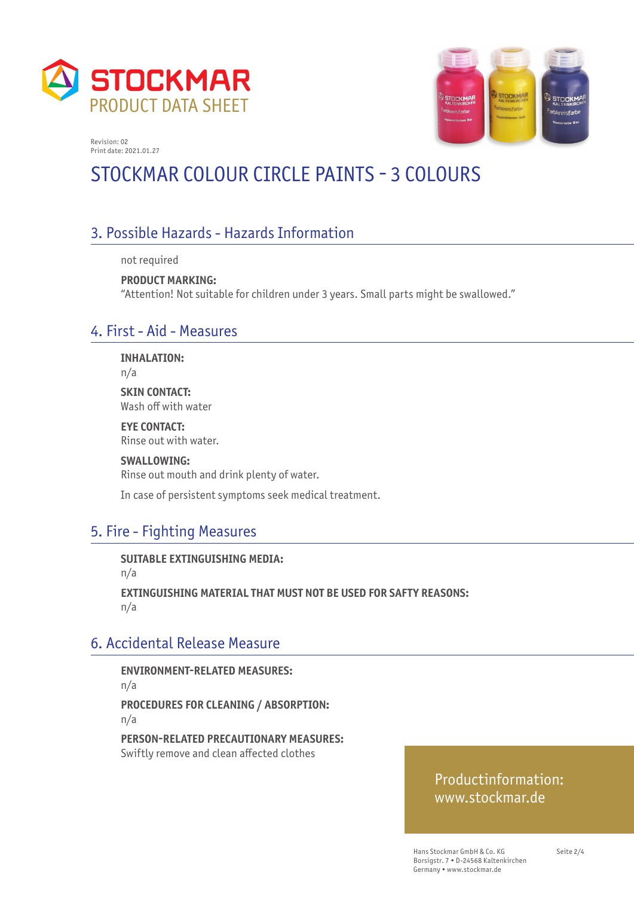STOCKMAR
PRODUCT DATA SHEET

Revision: 02
Print date: 2021.01.27

# STOCKMAR COLOUR CIRCLE PAINTS - 3 COLOURS

## 3. Possible Hazards - Hazards Information

not required

**PRODUCT MARKING:**
"Attention! Not suitable for children under 3 years. Small parts might be swallowed."

## 4. First - Aid - Measures

**INHALATION:**
n/a

**SKIN CONTACT:**
Wash off with water

**EYE CONTACT:**
Rinse out with water.

**SWALLOWING:**
Rinse out mouth and drink plenty of water.

In case of persistent symptoms seek medical treatment.

## 5. Fire - Fighting Measures

**SUITABLE EXTINGUISHING MEDIA:**
n/a

**EXTINGUISHING MATERIAL THAT MUST NOT BE USED FOR SAFTY REASONS:**
n/a

## 6. Accidental Release Measure

**ENVIRONMENT-RELATED MEASURES:**
n/a

**PROCEDURES FOR CLEANING / ABSORPTION:**
n/a

**PERSON-RELATED PRECAUTIONARY MEASURES:**
Swiftly remove and clean affected clothes

Productinformation:
www.stockmar.de

Hans Stockmar GmbH & Co. KG
Borsigstr. 7 • D-24568 Kaltenkirchen
Germany • www.stockmar.de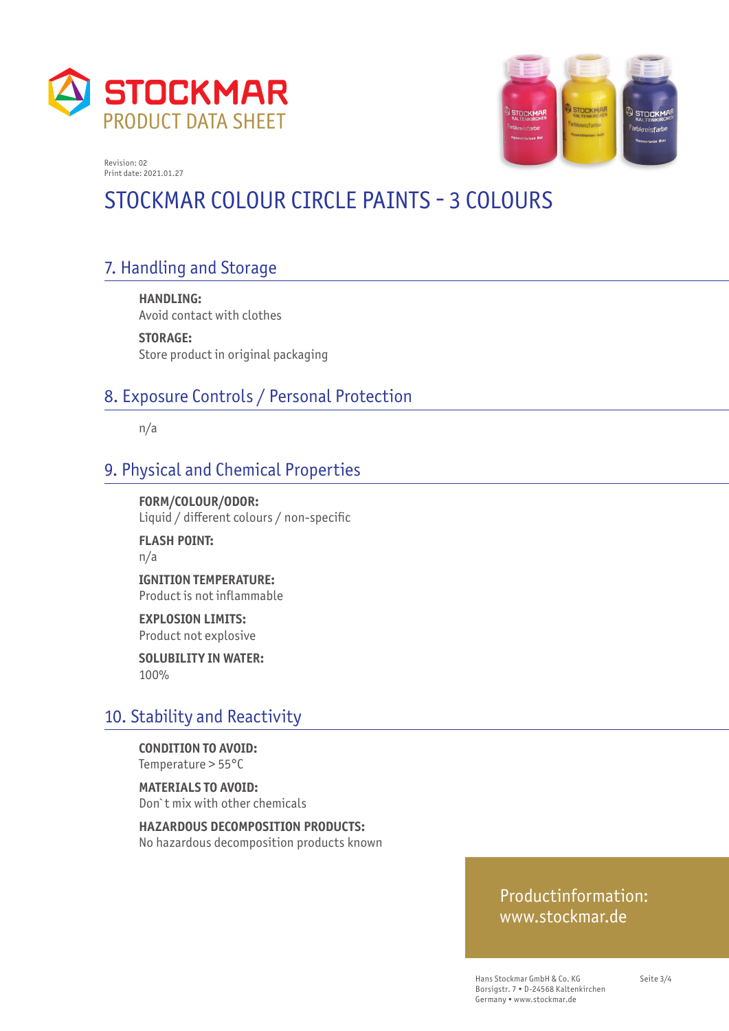# STOCKMAR COLOUR CIRCLE PAINTS - 3 COLOURS

Revision: 02
Print date: 2021.01.27

## 7. Handling and Storage

**HANDLING:**
Avoid contact with clothes

**STORAGE:**
Store product in original packaging

## 8. Exposure Controls / Personal Protection

n/a

## 9. Physical and Chemical Properties

**FORM/COLOUR/ODOR:**
Liquid / different colours / non-specific

**FLASH POINT:**
n/a

**IGNITION TEMPERATURE:**
Product is not inflammable

**EXPLOSION LIMITS:**
Product not explosive

**SOLUBILITY IN WATER:**
100%

## 10. Stability and Reactivity

**CONDITION TO AVOID:**
Temperature > 55°C

**MATERIALS TO AVOID:**
Don`t mix with other chemicals

**HAZARDOUS DECOMPOSITION PRODUCTS:**
No hazardous decomposition products known

Productinformation:
www.stockmar.de

Hans Stockmar GmbH & Co. KG
Borsigstr. 7 • D-24568 Kaltenkirchen
Germany • www.stockmar.de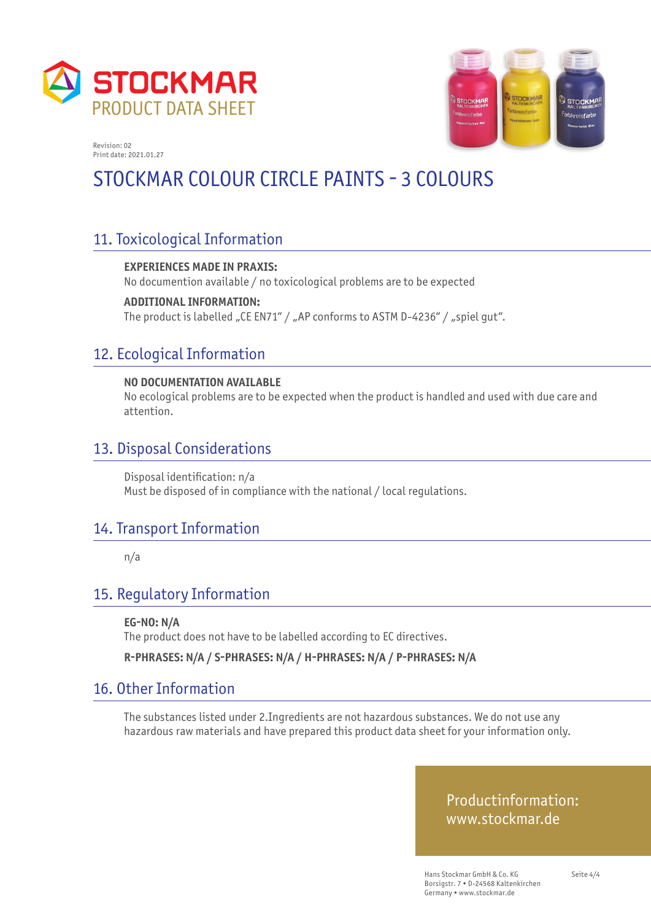STOCKMAR
PRODUCT DATA SHEET

Revision: 02
Print date: 2021.01.27

# STOCKMAR COLOUR CIRCLE PAINTS - 3 COLOURS

## 11. Toxicological Information

**EXPERIENCES MADE IN PRAXIS:**
No documention available / no toxicological problems are to be expected

**ADDITIONAL INFORMATION:**
The product is labelled „CE EN71“ / „AP conforms to ASTM D-4236“ / „spiel gut“.

## 12. Ecological Information

**NO DOCUMENTATION AVAILABLE**
No ecological problems are to be expected when the product is handled and used with due care and attention.

## 13. Disposal Considerations

Disposal identification: n/a
Must be disposed of in compliance with the national / local regulations.

## 14. Transport Information

n/a

## 15. Regulatory Information

**EG-NO: N/A**
The product does not have to be labelled according to EC directives.

**R-PHRASES: N/A / S-PHRASES: N/A / H-PHRASES: N/A / P-PHRASES: N/A**

## 16. Other Information

The substances listed under 2.Ingredients are not hazardous substances. We do not use any hazardous raw materials and have prepared this product data sheet for your information only.

Productinformation:
www.stockmar.de

Hans Stockmar GmbH & Co. KG
Borsigstr. 7 • D-24568 Kaltenkirchen
Germany • www.stockmar.de